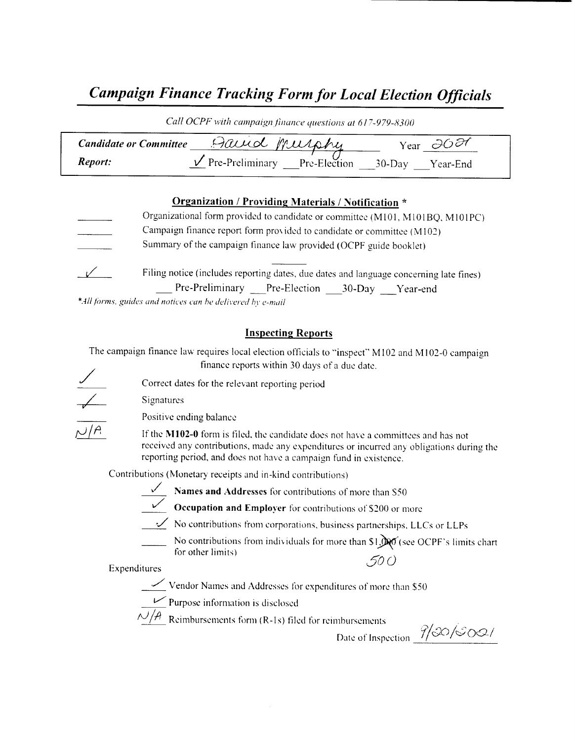# *Campaign Finance Tracking Form for Local Election Officials*

*Call OCPF with campaign finance questions at 617-979-8300*

**Candidate or Committee** David Murphy Year 2021

**Report:** ✓ Pre-Preliminary ___ Pre-Election ___ 30-Day ___ Year-End

## Organization / Providing Materials / Notification *

___ Organizational form provided to candidate or committee (M101, M101BQ, M101PC)

___ Campaign finance report form provided to candidate or committee (M102)

___ Summary of the campaign finance law provided (OCPF guide booklet)

✓ Filing notice (includes reporting dates, due dates and language concerning late fines)
___ Pre-Preliminary ___ Pre-Election ___ 30-Day ___ Year-end

**All forms, guides and notices can be delivered by e-mail*

## Inspecting Reports

The campaign finance law requires local election officials to "inspect" M102 and M102-0 campaign finance reports within 30 days of a due date.

✓ Correct dates for the relevant reporting period

✓ Signatures

___ Positive ending balance

N/A If the **M102-0** form is filed, the candidate does not have a committees and has not received any contributions, made any expenditures or incurred any obligations during the reporting period, and does not have a campaign fund in existence.

Contributions (Monetary receipts and in-kind contributions)

✓ **Names and Addresses** for contributions of more than $50

✓ **Occupation and Employer** for contributions of $200 or more

✓ No contributions from corporations, business partnerships, LLCs or LLPs

___ No contributions from individuals for more than ~~$1,000~~ 500 (see OCPF's limits chart for other limits)

Expenditures

✓ Vendor Names and Addresses for expenditures of more than $50

✓ Purpose information is disclosed

N/A Reimbursements form (R-1s) filed for reimbursements

Date of Inspection 9/20/2021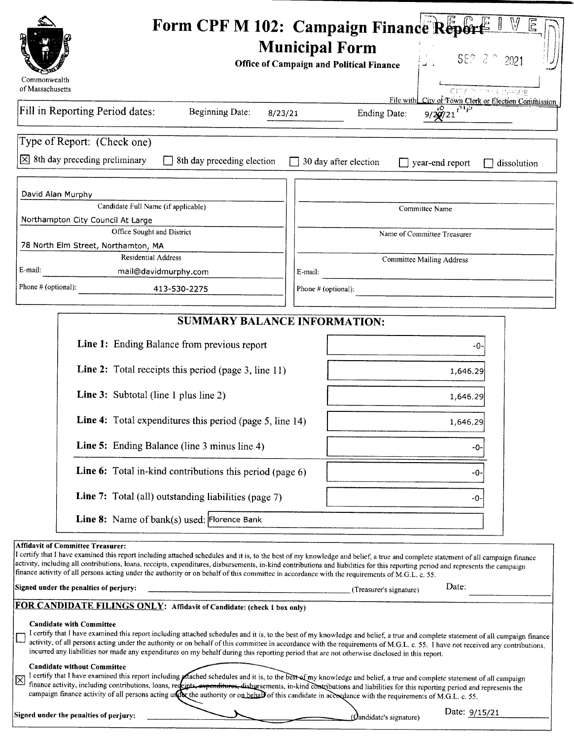# Form CPF M 102: Campaign Finance Report

## Municipal Form

**Office of Campaign and Political Finance**

Commonwealth of Massachusetts

RECEIVED SEP 20 2021 CITY CLERK'S OFFICE

File with: City or Town Clerk or Election Commission

Fill in Reporting Period dates: Beginning Date: 8/23/21 Ending Date: 9/10/21

Type of Report: (Check one)

☒ 8th day preceding preliminary ☐ 8th day preceding election ☐ 30 day after election ☐ year-end report ☐ dissolution

| | |
|---|---|
| David Alan Murphy | |
| Candidate Full Name (if applicable) | Committee Name |
| Northampton City Council At Large | |
| Office Sought and District | Name of Committee Treasurer |
| 78 North Elm Street, Northamton, MA | |
| Residential Address | Committee Mailing Address |
| E-mail: mail@davidmurphy.com | E-mail: |
| Phone # (optional): 413-530-2275 | Phone # (optional): |

## SUMMARY BALANCE INFORMATION:

| | |
|---|---|
| **Line 1:** Ending Balance from previous report | -0- |
| **Line 2:** Total receipts this period (page 3, line 11) | 1,646.29 |
| **Line 3:** Subtotal (line 1 plus line 2) | 1,646.29 |
| **Line 4:** Total expenditures this period (page 5, line 14) | 1,646.29 |
| **Line 5:** Ending Balance (line 3 minus line 4) | -0- |
| **Line 6:** Total in-kind contributions this period (page 6) | -0- |
| **Line 7:** Total (all) outstanding liabilities (page 7) | -0- |
| **Line 8:** Name of bank(s) used: | Florence Bank |

**Affidavit of Committee Treasurer:**
I certify that I have examined this report including attached schedules and it is, to the best of my knowledge and belief, a true and complete statement of all campaign finance activity, including all contributions, loans, receipts, expenditures, disbursements, in-kind contributions and liabilities for this reporting period and represents the campaign finance activity of all persons acting under the authority or on behalf of this committee in accordance with the requirements of M.G.L. c. 55.

**Signed under the penalties of perjury:** ______________________ (Treasurer's signature) Date: ________

**FOR CANDIDATE FILINGS ONLY:** **Affidavit of Candidate: (check 1 box only)**

☐ **Candidate with Committee**
I certify that I have examined this report including attached schedules and it is, to the best of my knowledge and belief, a true and complete statement of all campaign finance activity, of all persons acting under the authority or on behalf of this committee in accordance with the requirements of M.G.L. c. 55. I have not received any contributions, incurred any liabilities nor made any expenditures on my behalf during this reporting period that are not otherwise disclosed in this report.

☒ **Candidate without Committee**
I certify that I have examined this report including attached schedules and it is, to the best of my knowledge and belief, a true and complete statement of all campaign finance activity, including contributions, loans, receipts, expenditures, disbursements, in-kind contributions and liabilities for this reporting period and represents the campaign finance activity of all persons acting under the authority or on behalf of this candidate in accordance with the requirements of M.G.L. c. 55.

**Signed under the penalties of perjury:** ______________________ (Candidate's signature) Date: 9/15/21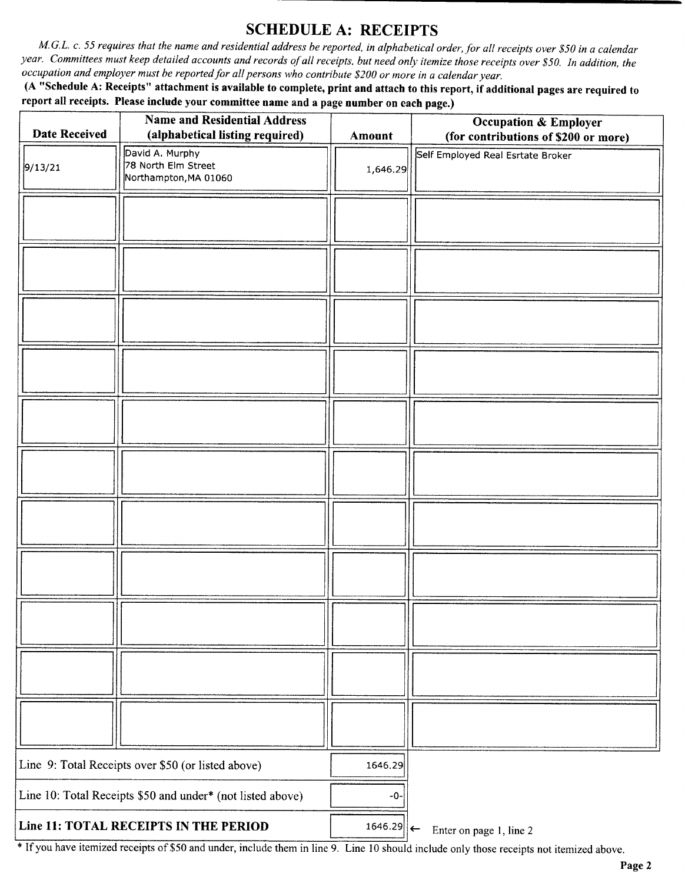## SCHEDULE A: RECEIPTS

*M.G.L. c. 55 requires that the name and residential address be reported, in alphabetical order, for all receipts over $50 in a calendar year. Committees must keep detailed accounts and records of all receipts, but need only itemize those receipts over $50. In addition, the occupation and employer must be reported for all persons who contribute $200 or more in a calendar year.*

**(A "Schedule A: Receipts" attachment is available to complete, print and attach to this report, if additional pages are required to report all receipts. Please include your committee name and a page number on each page.)**

| Date Received | Name and Residential Address (alphabetical listing required) | Amount | Occupation & Employer (for contributions of $200 or more) |
|---|---|---|---|
| 9/13/21 | David A. Murphy<br>78 North Elm Street<br>Northampton,MA 01060 | 1,646.29 | Self Employed Real Esrtate Broker |
| | | | |
| | | | |
| | | | |
| | | | |
| | | | |
| | | | |
| | | | |
| | | | |
| | | | |
| | | | |
| | | | |

| | |
|---|---|
| Line 9: Total Receipts over $50 (or listed above) | 1646.29 |
| Line 10: Total Receipts $50 and under* (not listed above) | -0- |
| **Line 11: TOTAL RECEIPTS IN THE PERIOD** | 1646.29 ← Enter on page 1, line 2 |

* If you have itemized receipts of $50 and under, include them in line 9. Line 10 should include only those receipts not itemized above.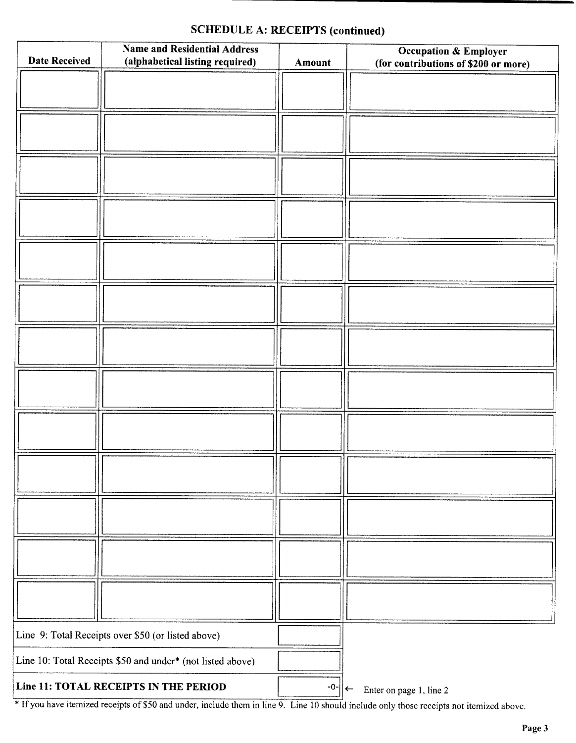## SCHEDULE A: RECEIPTS (continued)

| Date Received | Name and Residential Address (alphabetical listing required) | Amount | Occupation & Employer (for contributions of $200 or more) |
|---|---|---|---|
| | | | |
| | | | |
| | | | |
| | | | |
| | | | |
| | | | |
| | | | |
| | | | |
| | | | |
| | | | |
| | | | |
| | | | |
| | | | |
| Line 9: Total Receipts over $50 (or listed above) | | | |
| Line 10: Total Receipts $50 and under* (not listed above) | | | |
| **Line 11: TOTAL RECEIPTS IN THE PERIOD** | | -0- | ← Enter on page 1, line 2 |

* If you have itemized receipts of $50 and under, include them in line 9. Line 10 should include only those receipts not itemized above.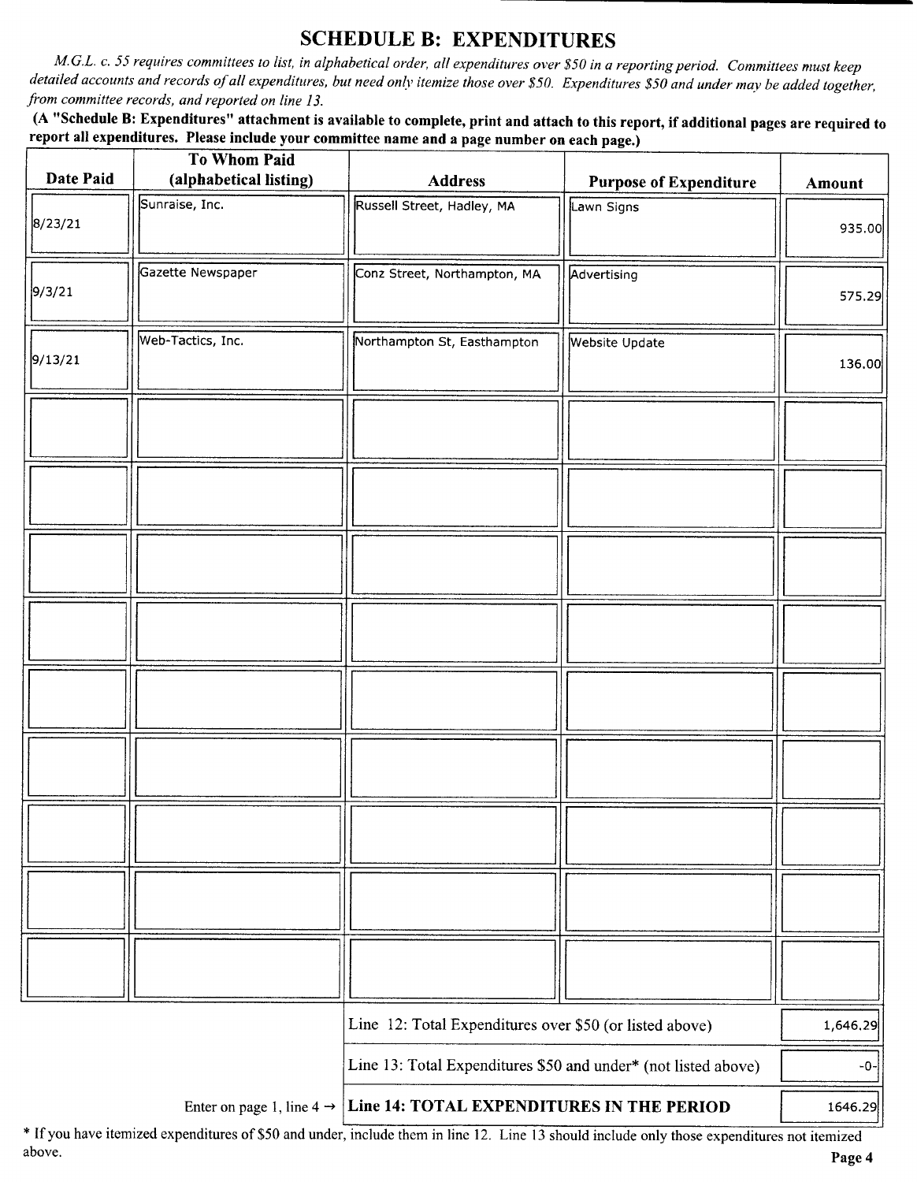# SCHEDULE B: EXPENDITURES

*M.G.L. c. 55 requires committees to list, in alphabetical order, all expenditures over $50 in a reporting period. Committees must keep detailed accounts and records of all expenditures, but need only itemize those over $50. Expenditures $50 and under may be added together, from committee records, and reported on line 13.*

**(A "Schedule B: Expenditures" attachment is available to complete, print and attach to this report, if additional pages are required to report all expenditures. Please include your committee name and a page number on each page.)**

| Date Paid | To Whom Paid (alphabetical listing) | Address | Purpose of Expenditure | Amount |
|---|---|---|---|---|
| 8/23/21 | Sunraise, Inc. | Russell Street, Hadley, MA | Lawn Signs | 935.00 |
| 9/3/21 | Gazette Newspaper | Conz Street, Northampton, MA | Advertising | 575.29 |
| 9/13/21 | Web-Tactics, Inc. | Northampton St, Easthampton | Website Update | 136.00 |
| | | | | |
| | | | | |
| | | | | |
| | | | | |
| | | | | |
| | | | | |
| | | | | |
| | | | | |
| | | | | |

| | |
|---|---|
| Line 12: Total Expenditures over $50 (or listed above) | 1,646.29 |
| Line 13: Total Expenditures $50 and under* (not listed above) | -0- |
| Enter on page 1, line 4 → **Line 14: TOTAL EXPENDITURES IN THE PERIOD** | 1646.29 |

* If you have itemized expenditures of $50 and under, include them in line 12. Line 13 should include only those expenditures not itemized above.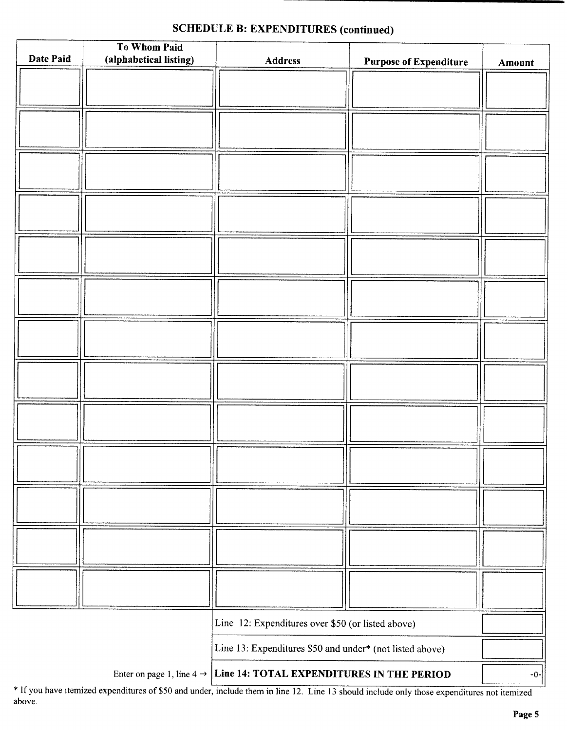## SCHEDULE B: EXPENDITURES (continued)

| Date Paid | To Whom Paid (alphabetical listing) | Address | Purpose of Expenditure | Amount |
|---|---|---|---|---|
| | | | | |
| | | | | |
| | | | | |
| | | | | |
| | | | | |
| | | | | |
| | | | | |
| | | | | |
| | | | | |
| | | | | |
| | | | | |
| | | | | |
| | | | | |

| | |
|---|---|
| Line 12: Expenditures over $50 (or listed above) | |
| Line 13: Expenditures $50 and under* (not listed above) | |
| Enter on page 1, line 4 → **Line 14: TOTAL EXPENDITURES IN THE PERIOD** | -0- |

* If you have itemized expenditures of $50 and under, include them in line 12. Line 13 should include only those expenditures not itemized above.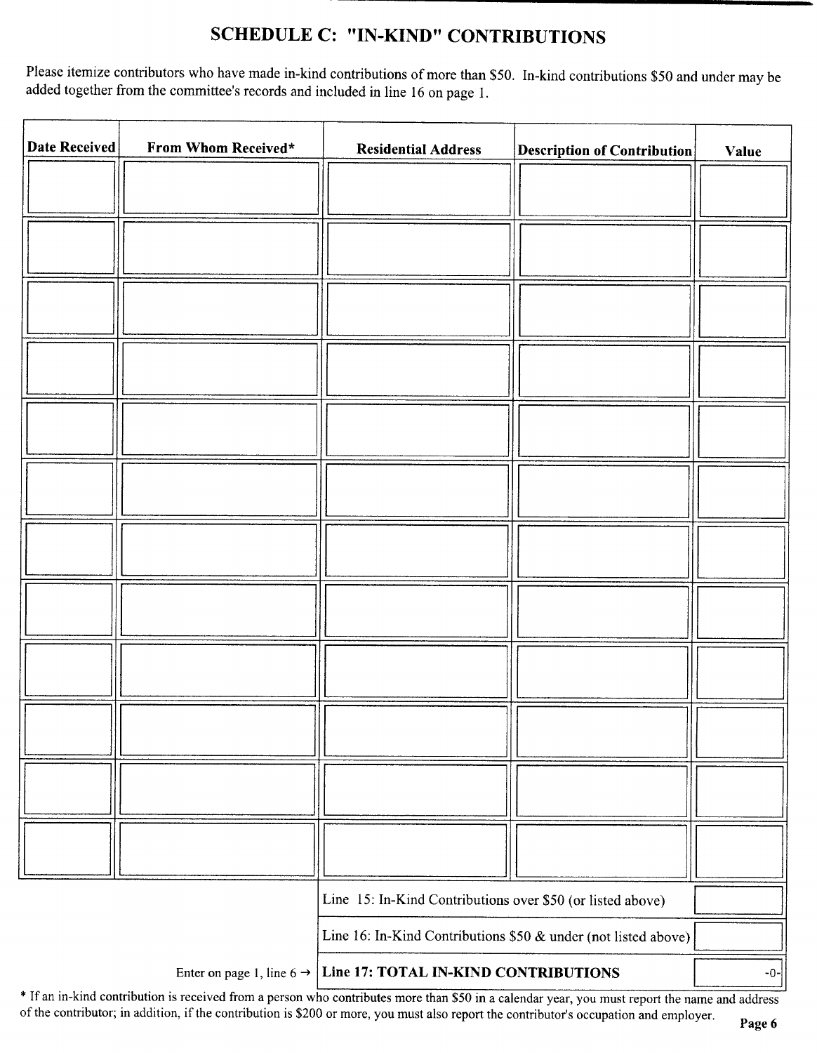# SCHEDULE C: "IN-KIND" CONTRIBUTIONS

Please itemize contributors who have made in-kind contributions of more than $50. In-kind contributions $50 and under may be added together from the committee's records and included in line 16 on page 1.

| Date Received | From Whom Received* | Residential Address | Description of Contribution | Value |
|---|---|---|---|---|
| | | | | |
| | | | | |
| | | | | |
| | | | | |
| | | | | |
| | | | | |
| | | | | |
| | | | | |
| | | | | |
| | | | | |
| | | | | |
| | | | | |

| | |
|---|---|
| Line 15: In-Kind Contributions over $50 (or listed above) | |
| Line 16: In-Kind Contributions $50 & under (not listed above) | |
| Enter on page 1, line 6 → **Line 17: TOTAL IN-KIND CONTRIBUTIONS** | -0- |

* If an in-kind contribution is received from a person who contributes more than $50 in a calendar year, you must report the name and address of the contributor; in addition, if the contribution is $200 or more, you must also report the contributor's occupation and employer.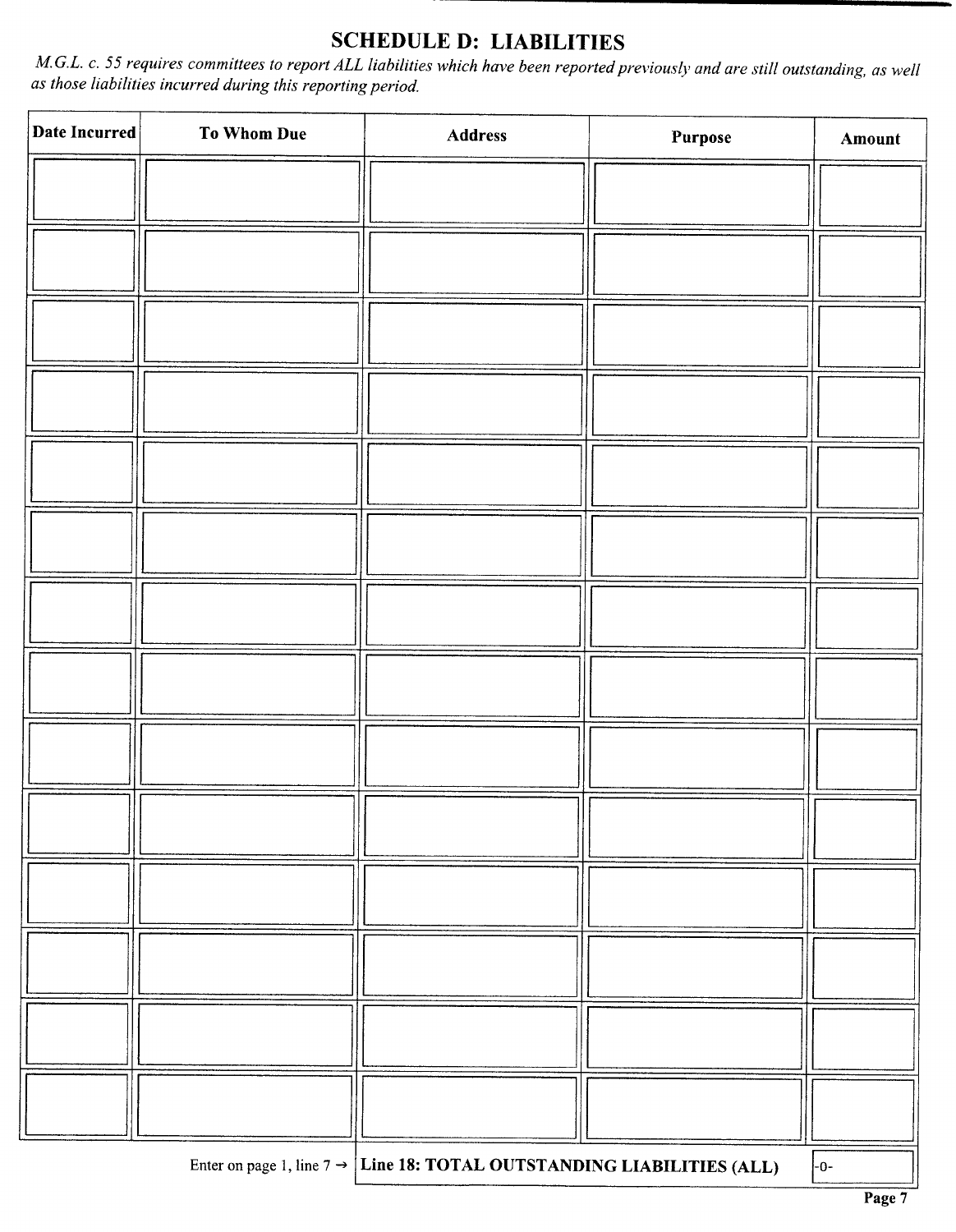## SCHEDULE D: LIABILITIES

*M.G.L. c. 55 requires committees to report ALL liabilities which have been reported previously and are still outstanding, as well as those liabilities incurred during this reporting period.*

| Date Incurred | To Whom Due | Address | Purpose | Amount |
|---|---|---|---|---|
| | | | | |
| | | | | |
| | | | | |
| | | | | |
| | | | | |
| | | | | |
| | | | | |
| | | | | |
| | | | | |
| | | | | |
| | | | | |
| | | | | |
| | | | | |
| | | | | |

Enter on page 1, line 7 → **Line 18: TOTAL OUTSTANDING LIABILITIES (ALL)** -0-